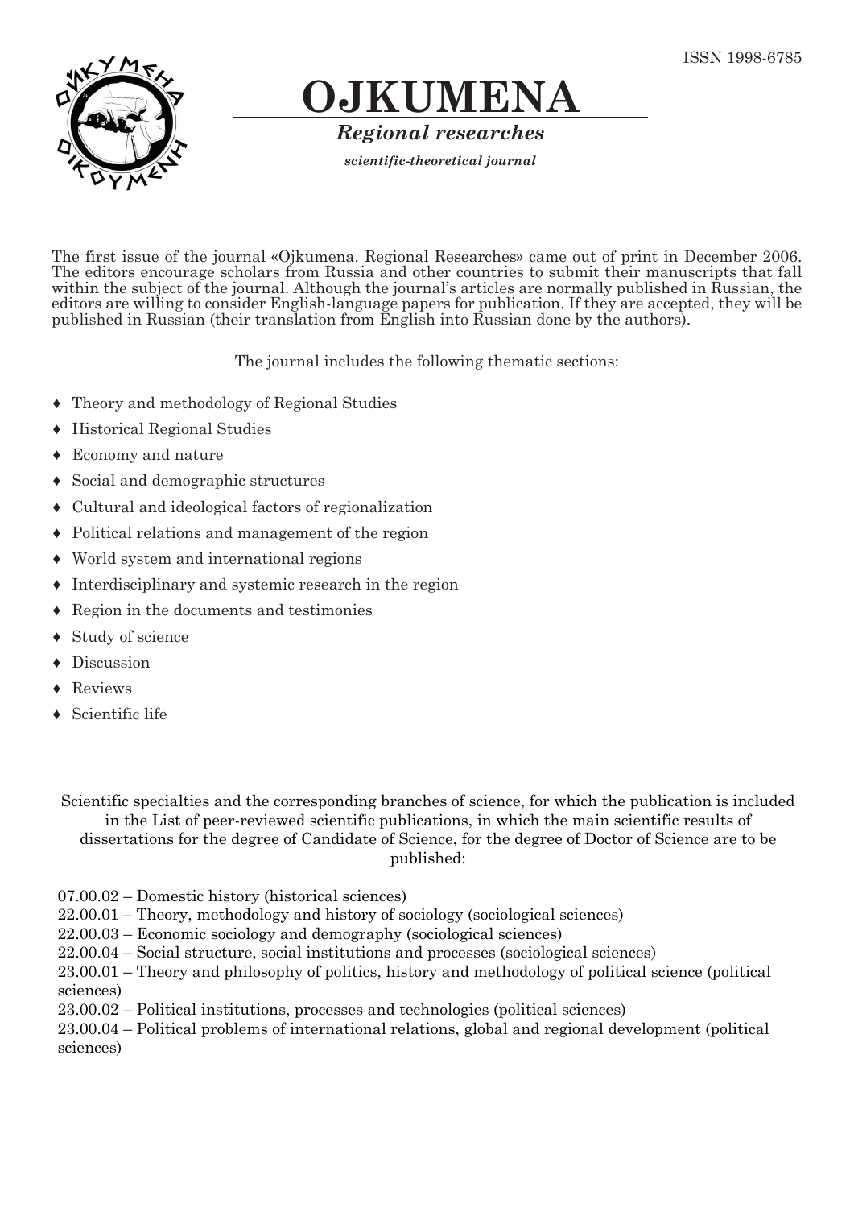ISSN 1998-6785

# OJKUMENA

***Regional researches***

***scientific-theoretical journal***

The first issue of the journal «Ojkumena. Regional Researches» came out of print in December 2006. The editors encourage scholars from Russia and other countries to submit their manuscripts that fall within the subject of the journal. Although the journal's articles are normally published in Russian, the editors are willing to consider English-language papers for publication. If they are accepted, they will be published in Russian (their translation from English into Russian done by the authors).

The journal includes the following thematic sections:

- Theory and methodology of Regional Studies
- Historical Regional Studies
- Economy and nature
- Social and demographic structures
- Cultural and ideological factors of regionalization
- Political relations and management of the region
- World system and international regions
- Interdisciplinary and systemic research in the region
- Region in the documents and testimonies
- Study of science
- Discussion
- Reviews
- Scientific life

Scientific specialties and the corresponding branches of science, for which the publication is included in the List of peer-reviewed scientific publications, in which the main scientific results of dissertations for the degree of Candidate of Science, for the degree of Doctor of Science are to be published:

07.00.02 – Domestic history (historical sciences)
22.00.01 – Theory, methodology and history of sociology (sociological sciences)
22.00.03 – Economic sociology and demography (sociological sciences)
22.00.04 – Social structure, social institutions and processes (sociological sciences)
23.00.01 – Theory and philosophy of politics, history and methodology of political science (political sciences)
23.00.02 – Political institutions, processes and technologies (political sciences)
23.00.04 – Political problems of international relations, global and regional development (political sciences)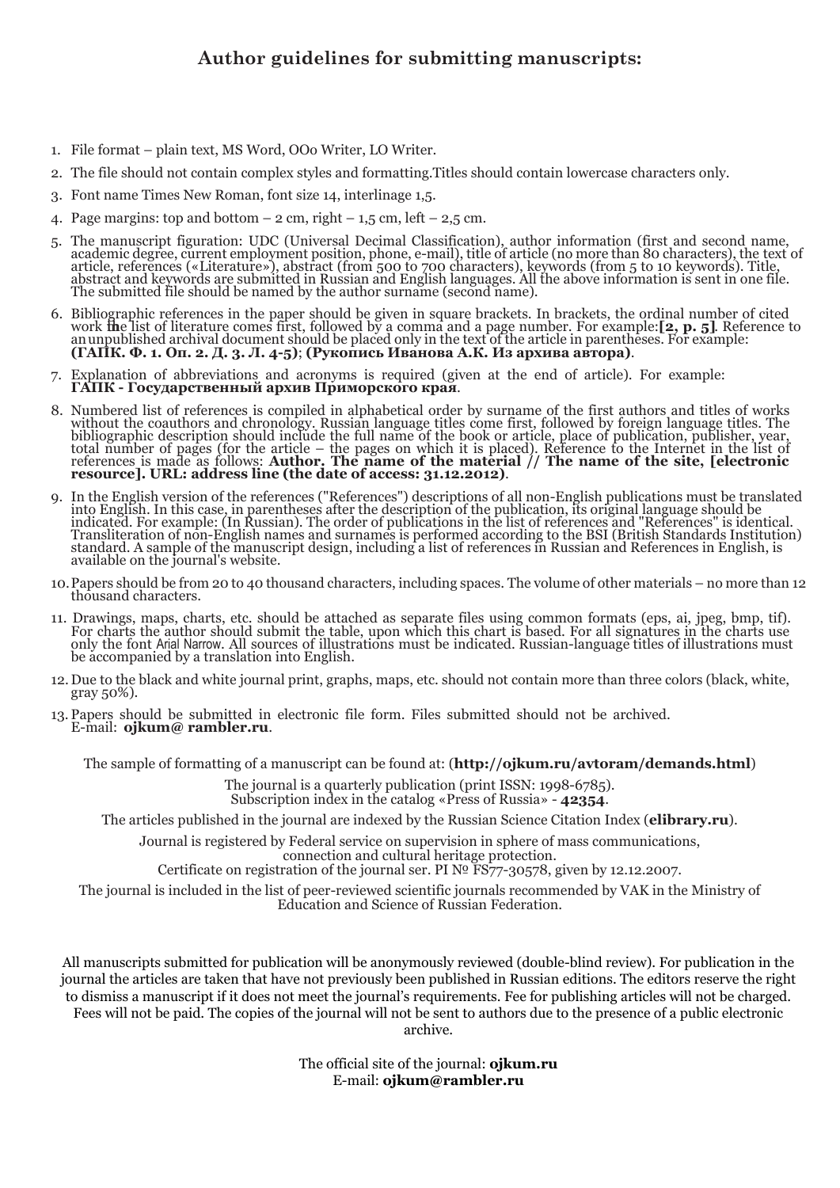## Author guidelines for submitting manuscripts:

1. File format – plain text, MS Word, OOo Writer, LO Writer.
2. The file should not contain complex styles and formatting.Titles should contain lowercase characters only.
3. Font name Times New Roman, font size 14, interlinage 1,5.
4. Page margins: top and bottom – 2 cm, right – 1,5 cm, left – 2,5 cm.
5. The manuscript figuration: UDC (Universal Decimal Classification), author information (first and second name, academic degree, current employment position, phone, e-mail), title of article (no more than 80 characters), the text of article, references («Literature»), abstract (from 500 to 700 characters), keywords (from 5 to 10 keywords). Title, abstract and keywords are submitted in Russian and English languages. All the above information is sent in one file. The submitted file should be named by the author surname (second name).
6. Bibliographic references in the paper should be given in square brackets. In brackets, the ordinal number of cited work the list of literature comes first, followed by a comma and a page number. For example:**[2, p. 5]**. Reference to an unpublished archival document should be placed only in the text of the article in parentheses. For example: **(ГАПК. Ф. 1. Оп. 2. Д. 3. Л. 4-5)**; **(Рукопись Иванова А.К. Из архива автора)**.
7. Explanation of abbreviations and acronyms is required (given at the end of article). For example: **ГАПК - Государственный архив Приморского края**.
8. Numbered list of references is compiled in alphabetical order by surname of the first authors and titles of works without the coauthors and chronology. Russian language titles come first, followed by foreign language titles. The bibliographic description should include the full name of the book or article, place of publication, publisher, year, total number of pages (for the article – the pages on which it is placed). Reference to the Internet in the list of references is made as follows: **Author. The name of the material // The name of the site, [electronic resource]. URL: address line (the date of access: 31.12.2012)**.
9. In the English version of the references ("References") descriptions of all non-English publications must be translated into English. In this case, in parentheses after the description of the publication, its original language should be indicated. For example: (In Russian). The order of publications in the list of references and "References" is identical. Transliteration of non-English names and surnames is performed according to the BSI (British Standards Institution) standard. A sample of the manuscript design, including a list of references in Russian and References in English, is available on the journal's website.
10. Papers should be from 20 to 40 thousand characters, including spaces. The volume of other materials – no more than 12 thousand characters.
11. Drawings, maps, charts, etc. should be attached as separate files using common formats (eps, ai, jpeg, bmp, tif). For charts the author should submit the table, upon which this chart is based. For all signatures in the charts use only the font Arial Narrow. All sources of illustrations must be indicated. Russian-language titles of illustrations must be accompanied by a translation into English.
12. Due to the black and white journal print, graphs, maps, etc. should not contain more than three colors (black, white, gray 50%).
13. Papers should be submitted in electronic file form. Files submitted should not be archived. E-mail: **ojkum@ rambler.ru**.

The sample of formatting of a manuscript can be found at: (**http://ojkum.ru/avtoram/demands.html**)

The journal is a quarterly publication (print ISSN: 1998-6785).
Subscription index in the catalog «Press of Russia» - **42354**.

The articles published in the journal are indexed by the Russian Science Citation Index (**elibrary.ru**).

Journal is registered by Federal service on supervision in sphere of mass communications, connection and cultural heritage protection.
Certificate on registration of the journal ser. PI № FS77-30578, given by 12.12.2007.

The journal is included in the list of peer-reviewed scientific journals recommended by VAK in the Ministry of Education and Science of Russian Federation.

All manuscripts submitted for publication will be anonymously reviewed (double-blind review). For publication in the journal the articles are taken that have not previously been published in Russian editions. The editors reserve the right to dismiss a manuscript if it does not meet the journal's requirements. Fee for publishing articles will not be charged. Fees will not be paid. The copies of the journal will not be sent to authors due to the presence of a public electronic archive.

The official site of the journal: **ojkum.ru**
E-mail: **ojkum@rambler.ru**